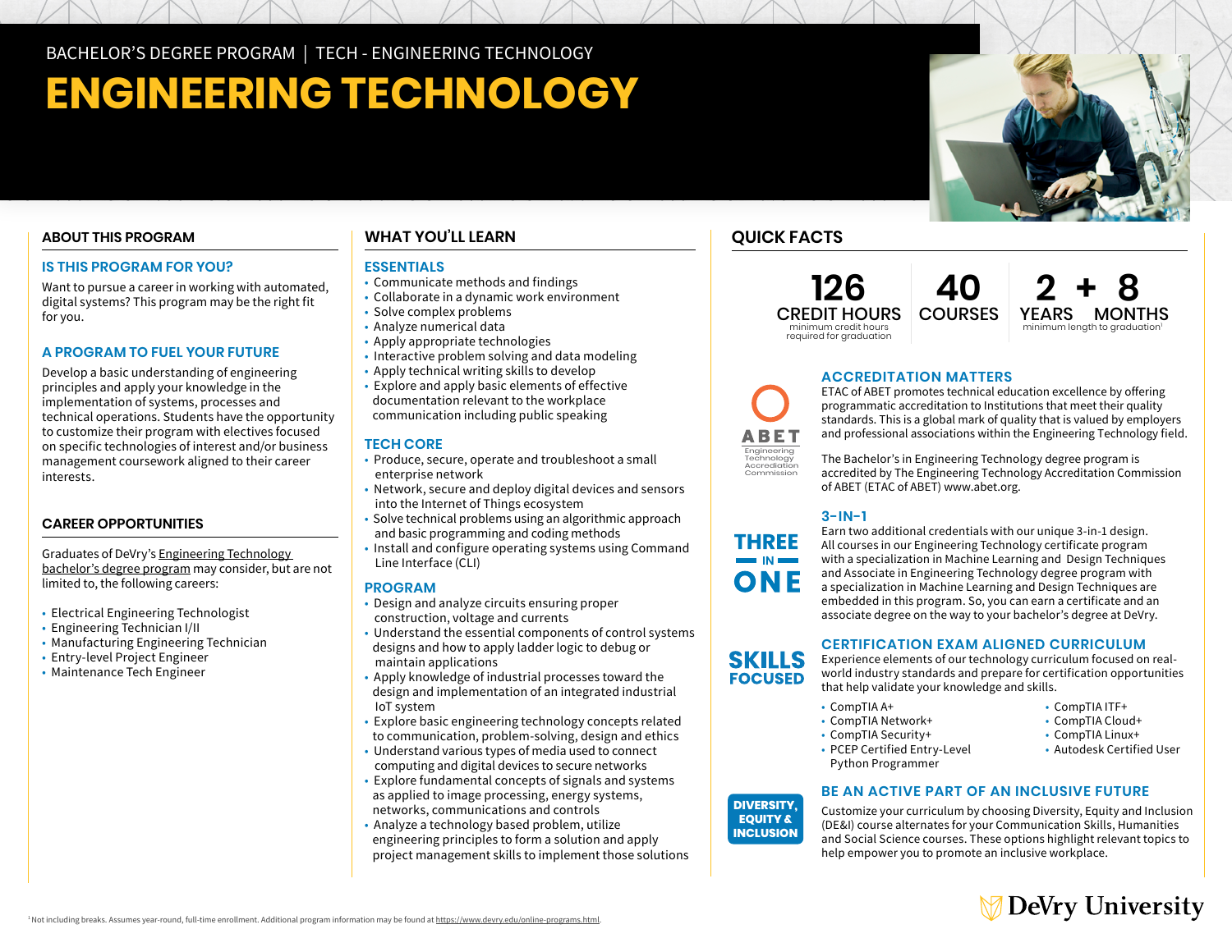BACHELOR'S DEGREE PROGRAM | TECH - ENGINEERING TECHNOLOGY

# ENGINEERING TECHNOLOGY

## ABOUT THIS PROGRAM

### IS THIS PROGRAM FOR YOU?

Want to pursue a career in working with automated, digital systems? This program may be the right fit for you.

### A PROGRAM TO FUEL YOUR FUTURE

Develop a basic understanding of engineering principles and apply your knowledge in the implementation of systems, processes and technical operations. Students have the opportunity to customize their program with electives focused on specific technologies of interest and/or business management coursework aligned to their career interests.

## CAREER OPPORTUNITIES

Graduates of DeVry's Engineering Technology bachelor's degree program may consider, but are not limited to, the following careers:

- Electrical Engineering Technologist
- Engineering Technician I/II
- Manufacturing Engineering Technician
- Entry-level Project Engineer
- Maintenance Tech Engineer

## WHAT YOU'LL LEARN

### ESSENTIALS

- Communicate methods and findings
- Collaborate in a dynamic work environment
- Solve complex problems
- Analyze numerical data
- Apply appropriate technologies
- Interactive problem solving and data modeling
- Apply technical writing skills to develop
- Explore and apply basic elements of effective documentation relevant to the workplace communication including public speaking

### TECH CORE

- Produce, secure, operate and troubleshoot a small enterprise network
- Network, secure and deploy digital devices and sensors into the Internet of Things ecosystem
- Solve technical problems using an algorithmic approach and basic programming and coding methods
- Install and configure operating systems using Command Line Interface (CLI)

### PROGRAM

- Design and analyze circuits ensuring proper construction, voltage and currents
- Understand the essential components of control systems designs and how to apply ladder logic to debug or maintain applications
- Apply knowledge of industrial processes toward the design and implementation of an integrated industrial IoT system
- Explore basic engineering technology concepts related to communication, problem-solving, design and ethics
- Understand various types of media used to connect computing and digital devices to secure networks
- Explore fundamental concepts of signals and systems as applied to image processing, energy systems, networks, communications and controls
- Analyze a technology based problem, utilize engineering principles to form a solution and apply project management skills to implement those solutions

## QUICK FACTS

**126** CREDIT HOURS — minimum credit hours required for graduation

**40** COURSES

**2 + 8** YEARS MONTHS — minimum length to graduation[1]

### ACCREDITATION MATTERS

ABET Engineering Technology Accreditation Commission

ETAC of ABET promotes technical education excellence by offering programmatic accreditation to Institutions that meet their quality standards. This is a global mark of quality that is valued by employers and professional associations within the Engineering Technology field.

The Bachelor's in Engineering Technology degree program is accredited by The Engineering Technology Accreditation Commission of ABET (ETAC of ABET) www.abet.org.

### 3-IN-1

THREE IN ONE

Earn two additional credentials with our unique 3-in-1 design. All courses in our Engineering Technology certificate program with a specialization in Machine Learning and Design Techniques and Associate in Engineering Technology degree program with a specialization in Machine Learning and Design Techniques are embedded in this program. So, you can earn a certificate and an associate degree on the way to your bachelor's degree at DeVry.

### CERTIFICATION EXAM ALIGNED CURRICULUM

SKILLS FOCUSED

Experience elements of our technology curriculum focused on real-world industry standards and prepare for certification opportunities that help validate your knowledge and skills.

- CompTIA A+
- CompTIA Network+
- CompTIA Security+
- PCEP Certified Entry-Level Python Programmer
- CompTIA ITF+
- CompTIA Cloud+
- CompTIA Linux+
- Autodesk Certified User

### BE AN ACTIVE PART OF AN INCLUSIVE FUTURE

DIVERSITY, EQUITY & INCLUSION

Customize your curriculum by choosing Diversity, Equity and Inclusion (DE&I) course alternates for your Communication Skills, Humanities and Social Science courses. These options highlight relevant topics to help empower you to promote an inclusive workplace.

[1] Not including breaks. Assumes year-round, full-time enrollment. Additional program information may be found at https://www.devry.edu/online-programs.html.

DeVry University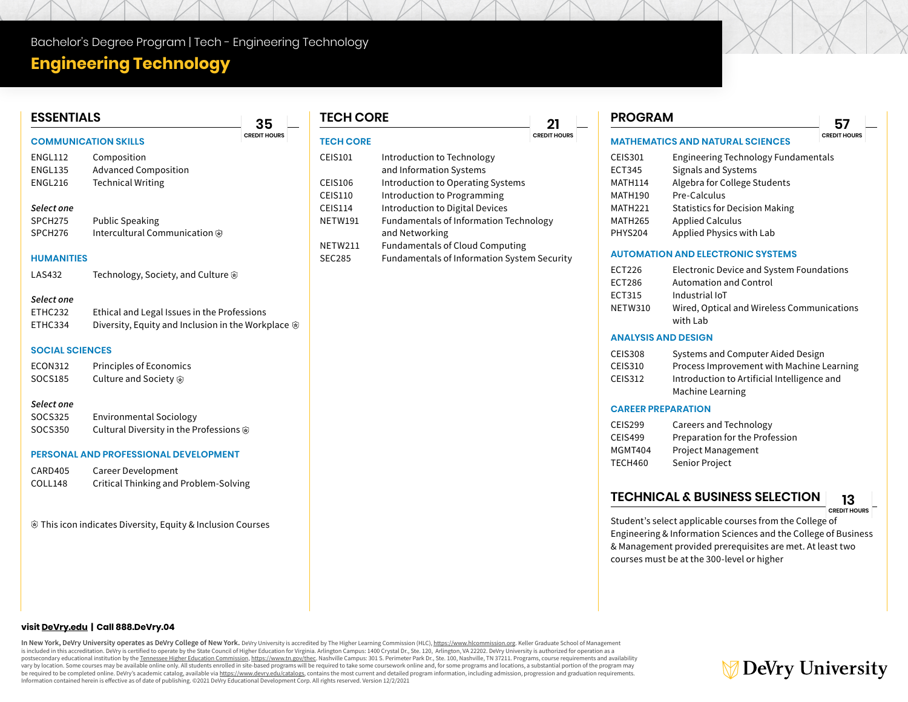Bachelor's Degree Program | Tech - Engineering Technology

# Engineering Technology

## ESSENTIALS

**35** CREDIT HOURS

### COMMUNICATION SKILLS

| | |
|---|---|
| ENGL112 | Composition |
| ENGL135 | Advanced Composition |
| ENGL216 | Technical Writing |

*Select one*

| | |
|---|---|
| SPCH275 | Public Speaking |
| SPCH276 | Intercultural Communication ⊛ |

### HUMANITIES

| | |
|---|---|
| LAS432 | Technology, Society, and Culture ⊛ |

*Select one*

| | |
|---|---|
| ETHC232 | Ethical and Legal Issues in the Professions |
| ETHC334 | Diversity, Equity and Inclusion in the Workplace ⊛ |

### SOCIAL SCIENCES

| | |
|---|---|
| ECON312 | Principles of Economics |
| SOCS185 | Culture and Society ⊛ |

*Select one*

| | |
|---|---|
| SOCS325 | Environmental Sociology |
| SOCS350 | Cultural Diversity in the Professions ⊛ |

### PERSONAL AND PROFESSIONAL DEVELOPMENT

| | |
|---|---|
| CARD405 | Career Development |
| COLL148 | Critical Thinking and Problem-Solving |

⊛ This icon indicates Diversity, Equity & Inclusion Courses

## TECH CORE

**21** CREDIT HOURS

### TECH CORE

| | |
|---|---|
| CEIS101 | Introduction to Technology and Information Systems |
| CEIS106 | Introduction to Operating Systems |
| CEIS110 | Introduction to Programming |
| CEIS114 | Introduction to Digital Devices |
| NETW191 | Fundamentals of Information Technology and Networking |
| NETW211 | Fundamentals of Cloud Computing |
| SEC285 | Fundamentals of Information System Security |

## PROGRAM

**57** CREDIT HOURS

### MATHEMATICS AND NATURAL SCIENCES

| | |
|---|---|
| CEIS301 | Engineering Technology Fundamentals |
| ECT345 | Signals and Systems |
| MATH114 | Algebra for College Students |
| MATH190 | Pre-Calculus |
| MATH221 | Statistics for Decision Making |
| MATH265 | Applied Calculus |
| PHYS204 | Applied Physics with Lab |

### AUTOMATION AND ELECTRONIC SYSTEMS

| | |
|---|---|
| ECT226 | Electronic Device and System Foundations |
| ECT286 | Automation and Control |
| ECT315 | Industrial IoT |
| NETW310 | Wired, Optical and Wireless Communications with Lab |

### ANALYSIS AND DESIGN

| | |
|---|---|
| CEIS308 | Systems and Computer Aided Design |
| CEIS310 | Process Improvement with Machine Learning |
| CEIS312 | Introduction to Artificial Intelligence and Machine Learning |

### CAREER PREPARATION

| | |
|---|---|
| CEIS299 | Careers and Technology |
| CEIS499 | Preparation for the Profession |
| MGMT404 | Project Management |
| TECH460 | Senior Project |

## TECHNICAL & BUSINESS SELECTION

**13** CREDIT HOURS

Student's select applicable courses from the College of Engineering & Information Sciences and the College of Business & Management provided prerequisites are met. At least two courses must be at the 300-level or higher

**visit DeVry.edu | Call 888.DeVry.04**

**In New York, DeVry University operates as DeVry College of New York.** DeVry University is accredited by The Higher Learning Commission (HLC), https://www.hlcommission.org. Keller Graduate School of Management is included in this accreditation. DeVry is certified to operate by the State Council of Higher Education for Virginia. Arlington Campus: 1400 Crystal Dr., Ste. 120, Arlington, VA 22202. DeVry University is authorized for operation as a postsecondary educational institution by the Tennessee Higher Education Commission, https://www.tn.gov/thec. Nashville Campus: 301 S. Perimeter Park Dr., Ste. 100, Nashville, TN 37211. Programs, course requirements and availability vary by location. Some courses may be available online only. All students enrolled in site-based programs will be required to take some coursework online and, for some programs and locations, a substantial portion of the program may be required to be completed online. DeVry's academic catalog, available via https://www.devry.edu/catalogs, contains the most current and detailed program information, including admission, progression and graduation requirements. Information contained herein is effective as of date of publishing. ©2021 DeVry Educational Development Corp. All rights reserved. Version 12/2/2021

DeVry University